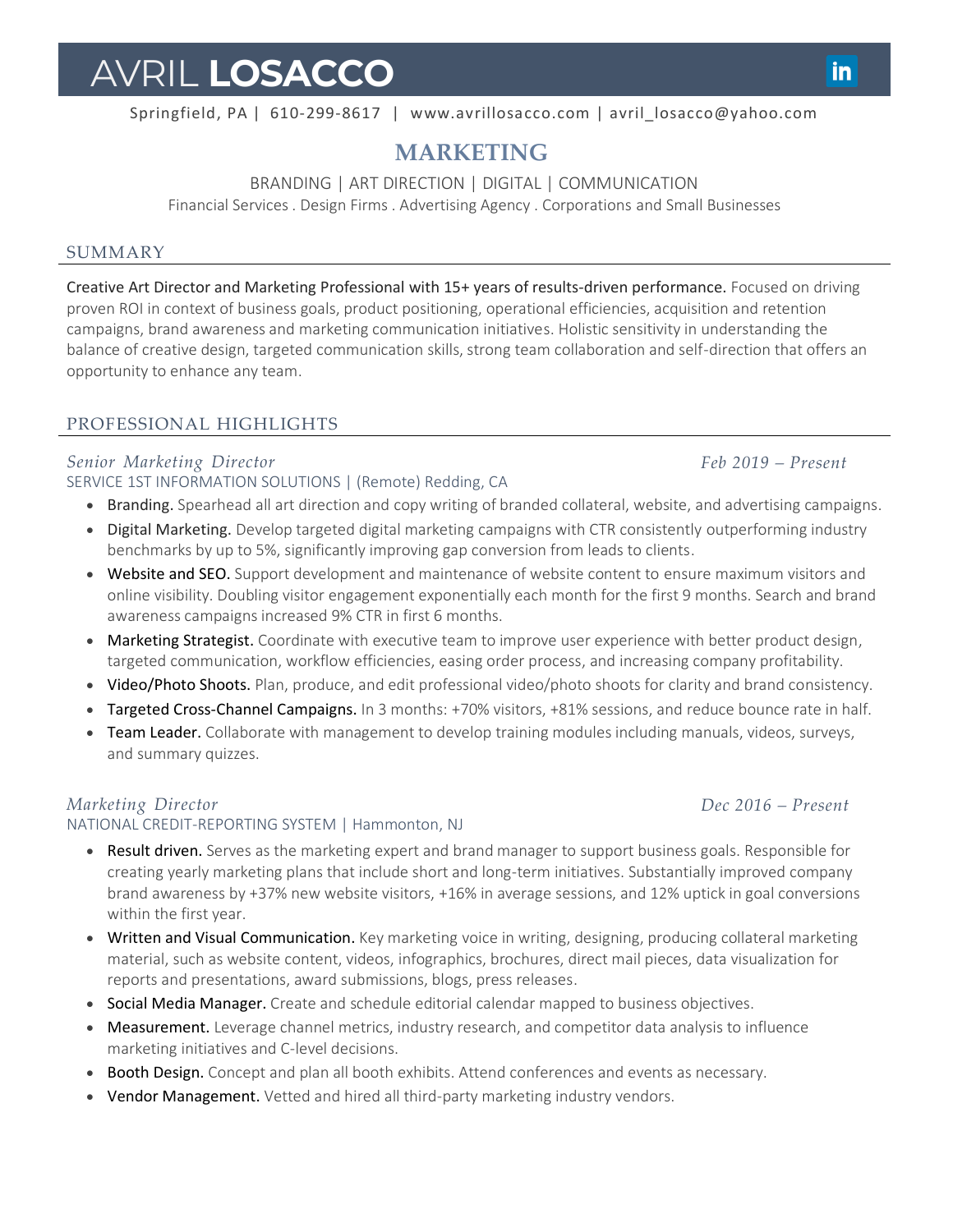# AVRIL **LOSACCO**

Springfield, PA | 610-299-8617 | www.avrillosacco.com | avril_losacco@yahoo.com

## MARKETING

BRANDING | ART DIRECTION | DIGITAL | COMMUNICATION

Financial Services . Design Firms . Advertising Agency . Corporations and Small Businesses

## SUMMARY

Creative Art Director and Marketing Professional with 15+ years of results-driven performance. Focused on driving proven ROI in context of business goals, product positioning, operational efficiencies, acquisition and retention campaigns, brand awareness and marketing communication initiatives. Holistic sensitivity in understanding the balance of creative design, targeted communication skills, strong team collaboration and self-direction that offers an opportunity to enhance any team.

## PROFESSIONAL HIGHLIGHTS

*Senior Marketing Director* — *Feb 2019 – Present*

SERVICE 1ST INFORMATION SOLUTIONS | (Remote) Redding, CA

- Branding. Spearhead all art direction and copy writing of branded collateral, website, and advertising campaigns.
- Digital Marketing. Develop targeted digital marketing campaigns with CTR consistently outperforming industry benchmarks by up to 5%, significantly improving gap conversion from leads to clients.
- Website and SEO. Support development and maintenance of website content to ensure maximum visitors and online visibility. Doubling visitor engagement exponentially each month for the first 9 months. Search and brand awareness campaigns increased 9% CTR in first 6 months.
- Marketing Strategist. Coordinate with executive team to improve user experience with better product design, targeted communication, workflow efficiencies, easing order process, and increasing company profitability.
- Video/Photo Shoots. Plan, produce, and edit professional video/photo shoots for clarity and brand consistency.
- Targeted Cross-Channel Campaigns. In 3 months: +70% visitors, +81% sessions, and reduce bounce rate in half.
- Team Leader. Collaborate with management to develop training modules including manuals, videos, surveys, and summary quizzes.

*Marketing Director* — *Dec 2016 – Present*

NATIONAL CREDIT-REPORTING SYSTEM | Hammonton, NJ

- Result driven. Serves as the marketing expert and brand manager to support business goals. Responsible for creating yearly marketing plans that include short and long-term initiatives. Substantially improved company brand awareness by +37% new website visitors, +16% in average sessions, and 12% uptick in goal conversions within the first year.
- Written and Visual Communication. Key marketing voice in writing, designing, producing collateral marketing material, such as website content, videos, infographics, brochures, direct mail pieces, data visualization for reports and presentations, award submissions, blogs, press releases.
- Social Media Manager. Create and schedule editorial calendar mapped to business objectives.
- Measurement. Leverage channel metrics, industry research, and competitor data analysis to influence marketing initiatives and C-level decisions.
- Booth Design. Concept and plan all booth exhibits. Attend conferences and events as necessary.
- Vendor Management. Vetted and hired all third-party marketing industry vendors.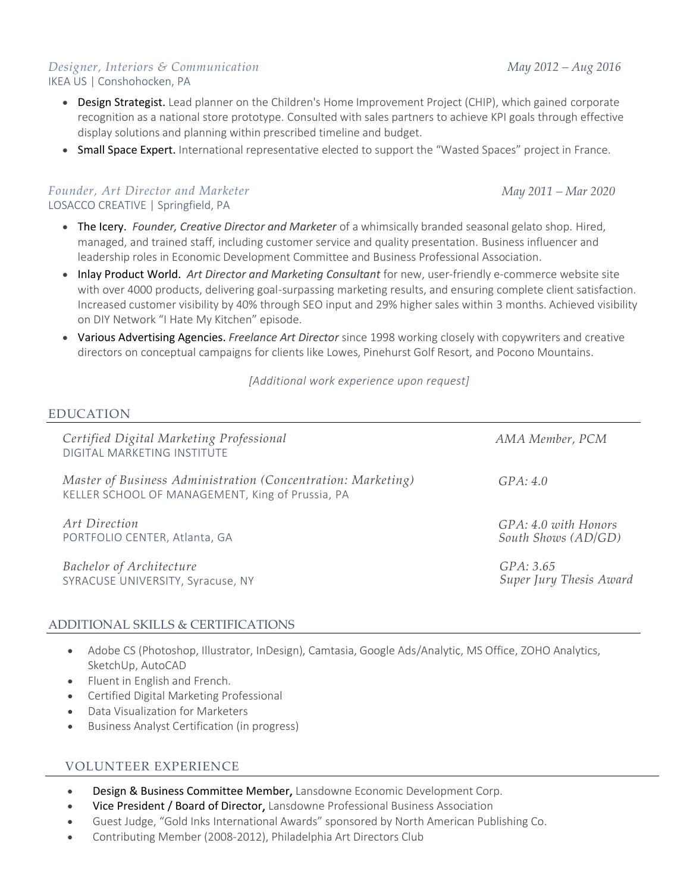*Designer, Interiors & Communication* *May 2012 – Aug 2016*
IKEA US | Conshohocken, PA

- Design Strategist. Lead planner on the Children's Home Improvement Project (CHIP), which gained corporate recognition as a national store prototype. Consulted with sales partners to achieve KPI goals through effective display solutions and planning within prescribed timeline and budget.
- Small Space Expert. International representative elected to support the "Wasted Spaces" project in France.

*Founder, Art Director and Marketer* *May 2011 – Mar 2020*
LOSACCO CREATIVE | Springfield, PA

- The Icery. *Founder, Creative Director and Marketer* of a whimsically branded seasonal gelato shop. Hired, managed, and trained staff, including customer service and quality presentation. Business influencer and leadership roles in Economic Development Committee and Business Professional Association.
- Inlay Product World. *Art Director and Marketing Consultant* for new, user-friendly e-commerce website site with over 4000 products, delivering goal-surpassing marketing results, and ensuring complete client satisfaction. Increased customer visibility by 40% through SEO input and 29% higher sales within 3 months. Achieved visibility on DIY Network "I Hate My Kitchen" episode.
- Various Advertising Agencies. *Freelance Art Director* since 1998 working closely with copywriters and creative directors on conceptual campaigns for clients like Lowes, Pinehurst Golf Resort, and Pocono Mountains.

*[Additional work experience upon request]*

## EDUCATION

*Certified Digital Marketing Professional* — *AMA Member, PCM*
DIGITAL MARKETING INSTITUTE

*Master of Business Administration (Concentration: Marketing)* — *GPA: 4.0*
KELLER SCHOOL OF MANAGEMENT, King of Prussia, PA

*Art Direction* — *GPA: 4.0 with Honors*, *South Shows (AD/GD)*
PORTFOLIO CENTER, Atlanta, GA

*Bachelor of Architecture* — *GPA: 3.65*, *Super Jury Thesis Award*
SYRACUSE UNIVERSITY, Syracuse, NY

## ADDITIONAL SKILLS & CERTIFICATIONS

- Adobe CS (Photoshop, Illustrator, InDesign), Camtasia, Google Ads/Analytic, MS Office, ZOHO Analytics, SketchUp, AutoCAD
- Fluent in English and French.
- Certified Digital Marketing Professional
- Data Visualization for Marketers
- Business Analyst Certification (in progress)

## VOLUNTEER EXPERIENCE

- Design & Business Committee Member, Lansdowne Economic Development Corp.
- Vice President / Board of Director, Lansdowne Professional Business Association
- Guest Judge, "Gold Inks International Awards" sponsored by North American Publishing Co.
- Contributing Member (2008-2012), Philadelphia Art Directors Club